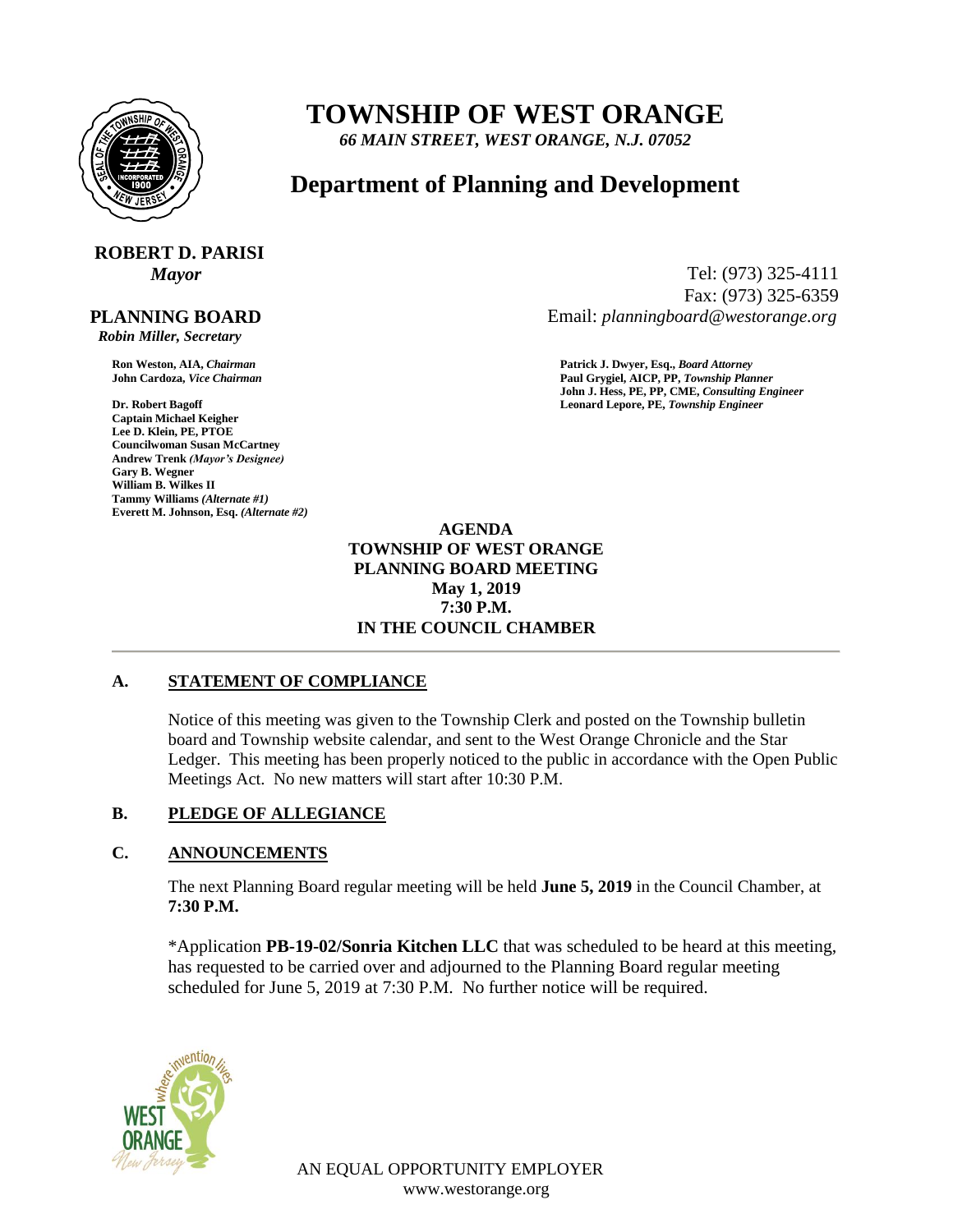# TOWNSHIP OF WEST ORANGE

*66 MAIN STREET, WEST ORANGE, N.J. 07052*

## Department of Planning and Development

**ROBERT D. PARISI**
*Mayor*

Tel: (973) 325-4111
Fax: (973) 325-6359
Email: *planningboard@westorange.org*

**PLANNING BOARD**
*Robin Miller, Secretary*

**Ron Weston, AIA,** *Chairman*
**John Cardoza,** *Vice Chairman*

**Dr. Robert Bagoff**
**Captain Michael Keigher**
**Lee D. Klein, PE, PTOE**
**Councilwoman Susan McCartney**
**Andrew Trenk** *(Mayor's Designee)*
**Gary B. Wegner**
**William B. Wilkes II**
**Tammy Williams** *(Alternate #1)*
**Everett M. Johnson, Esq.** *(Alternate #2)*

**Patrick J. Dwyer, Esq.,** *Board Attorney*
**Paul Grygiel, AICP, PP,** *Township Planner*
**John J. Hess, PE, PP, CME,** *Consulting Engineer*
**Leonard Lepore, PE,** *Township Engineer*

**AGENDA**
**TOWNSHIP OF WEST ORANGE**
**PLANNING BOARD MEETING**
**May 1, 2019**
**7:30 P.M.**
**IN THE COUNCIL CHAMBER**

---

### A. STATEMENT OF COMPLIANCE

Notice of this meeting was given to the Township Clerk and posted on the Township bulletin board and Township website calendar, and sent to the West Orange Chronicle and the Star Ledger. This meeting has been properly noticed to the public in accordance with the Open Public Meetings Act. No new matters will start after 10:30 P.M.

### B. PLEDGE OF ALLEGIANCE

### C. ANNOUNCEMENTS

The next Planning Board regular meeting will be held **June 5, 2019** in the Council Chamber, at **7:30 P.M.**

*Application **PB-19-02/Sonria Kitchen LLC** that was scheduled to be heard at this meeting, has requested to be carried over and adjourned to the Planning Board regular meeting scheduled for June 5, 2019 at 7:30 P.M. No further notice will be required.

AN EQUAL OPPORTUNITY EMPLOYER
www.westorange.org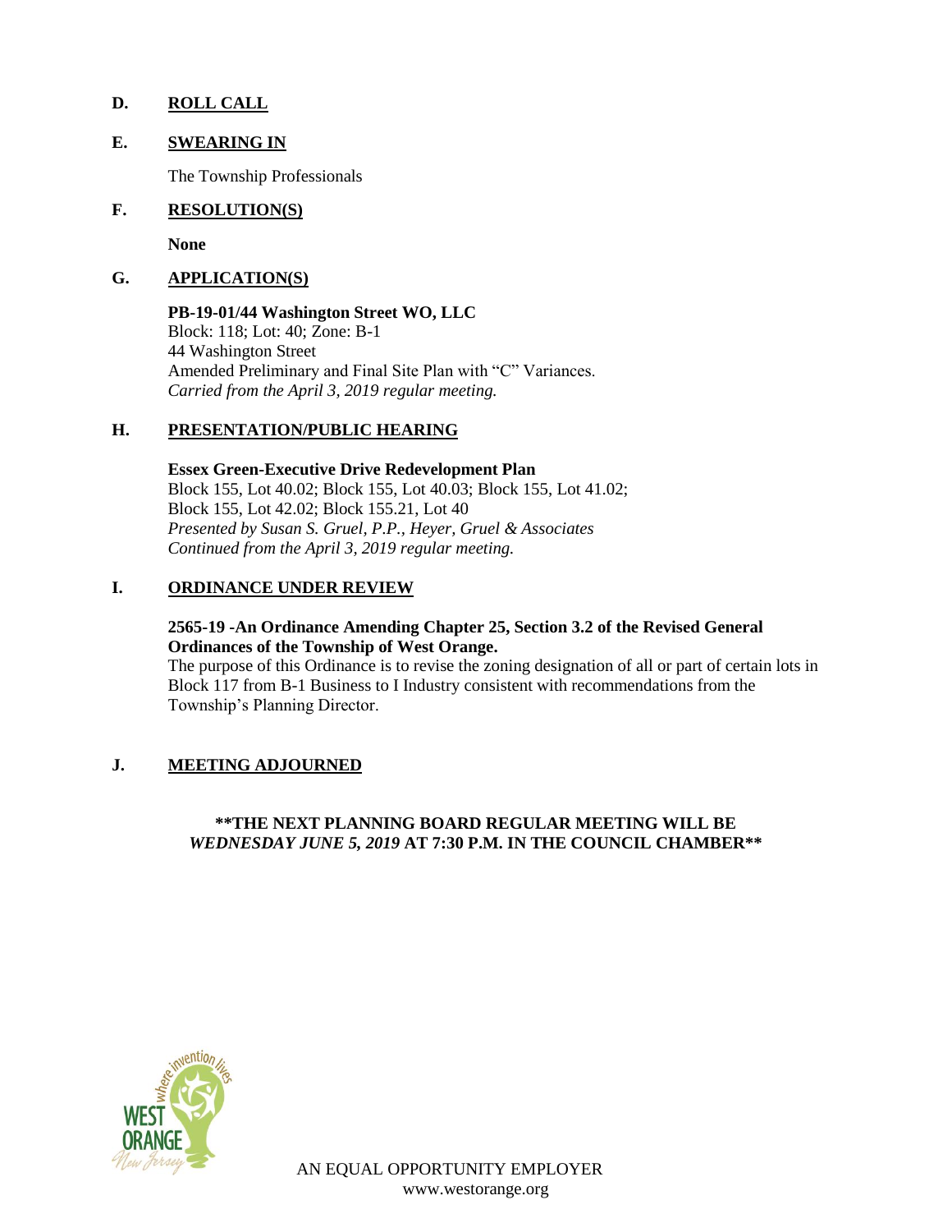**D. ROLL CALL**

**E. SWEARING IN**

The Township Professionals

**F. RESOLUTION(S)**

**None**

**G. APPLICATION(S)**

**PB-19-01/44 Washington Street WO, LLC**
Block: 118; Lot: 40; Zone: B-1
44 Washington Street
Amended Preliminary and Final Site Plan with "C" Variances.
*Carried from the April 3, 2019 regular meeting.*

**H. PRESENTATION/PUBLIC HEARING**

**Essex Green-Executive Drive Redevelopment Plan**
Block 155, Lot 40.02; Block 155, Lot 40.03; Block 155, Lot 41.02;
Block 155, Lot 42.02; Block 155.21, Lot 40
*Presented by Susan S. Gruel, P.P., Heyer, Gruel & Associates*
*Continued from the April 3, 2019 regular meeting.*

**I. ORDINANCE UNDER REVIEW**

**2565-19 -An Ordinance Amending Chapter 25, Section 3.2 of the Revised General Ordinances of the Township of West Orange.**
The purpose of this Ordinance is to revise the zoning designation of all or part of certain lots in Block 117 from B-1 Business to I Industry consistent with recommendations from the Township's Planning Director.

**J. MEETING ADJOURNED**

**\*\*THE NEXT PLANNING BOARD REGULAR MEETING WILL BE *WEDNESDAY JUNE 5, 2019* AT 7:30 P.M. IN THE COUNCIL CHAMBER\*\***

AN EQUAL OPPORTUNITY EMPLOYER
www.westorange.org